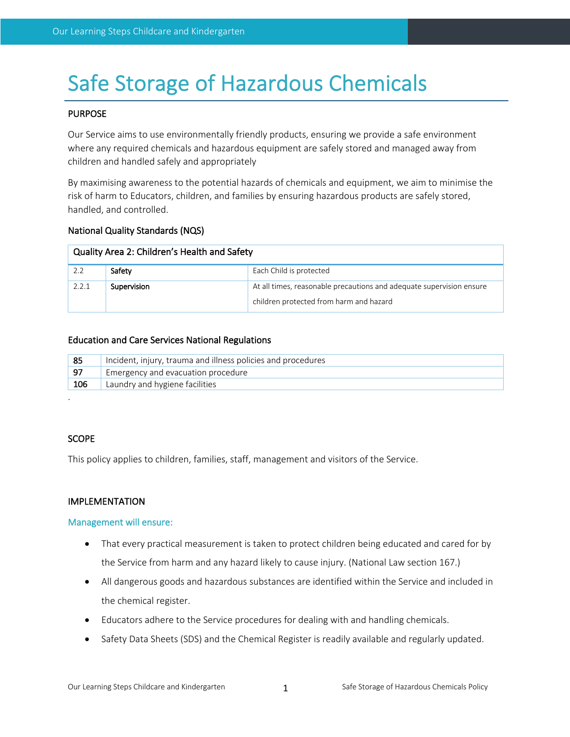# Safe Storage of Hazardous Chemicals

## PURPOSE

Our Service aims to use environmentally friendly products, ensuring we provide a safe environment where any required chemicals and hazardous equipment are safely stored and managed away from children and handled safely and appropriately

By maximising awareness to the potential hazards of chemicals and equipment, we aim to minimise the risk of harm to Educators, children, and families by ensuring hazardous products are safely stored, handled, and controlled.

### National Quality Standards (NQS)

| Quality Area 2: Children's Health and Safety | | |
|---|---|---|
| 2.2 | **Safety** | Each Child is protected |
| 2.2.1 | **Supervision** | At all times, reasonable precautions and adequate supervision ensure children protected from harm and hazard |

### Education and Care Services National Regulations

| | |
|---|---|
| **85** | Incident, injury, trauma and illness policies and procedures |
| **97** | Emergency and evacuation procedure |
| **106** | Laundry and hygiene facilities |

.

## SCOPE

This policy applies to children, families, staff, management and visitors of the Service.

## IMPLEMENTATION

### Management will ensure:

- That every practical measurement is taken to protect children being educated and cared for by the Service from harm and any hazard likely to cause injury. (National Law section 167.)
- All dangerous goods and hazardous substances are identified within the Service and included in the chemical register.
- Educators adhere to the Service procedures for dealing with and handling chemicals.
- Safety Data Sheets (SDS) and the Chemical Register is readily available and regularly updated.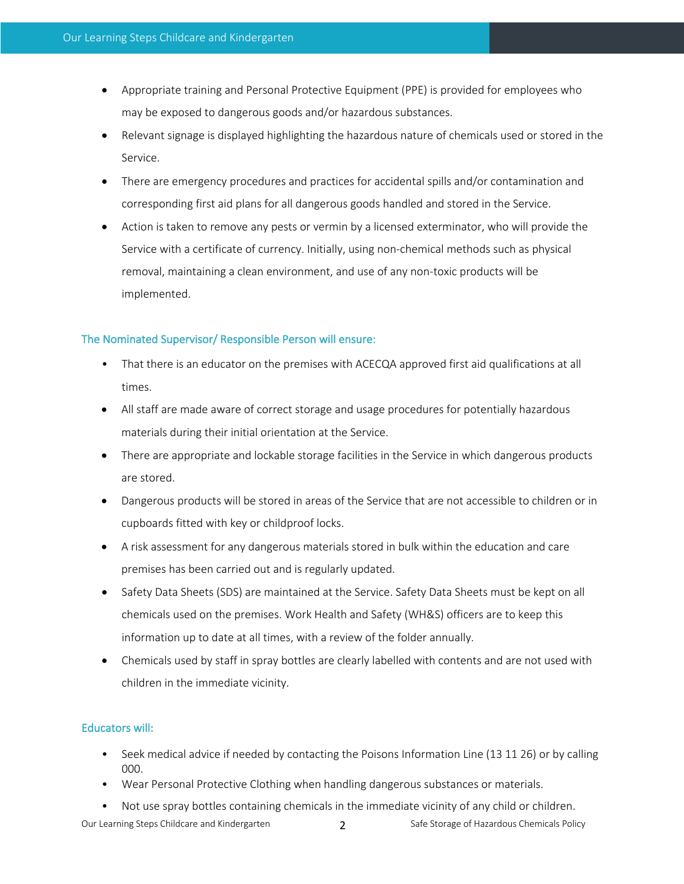- Appropriate training and Personal Protective Equipment (PPE) is provided for employees who may be exposed to dangerous goods and/or hazardous substances.
- Relevant signage is displayed highlighting the hazardous nature of chemicals used or stored in the Service.
- There are emergency procedures and practices for accidental spills and/or contamination and corresponding first aid plans for all dangerous goods handled and stored in the Service.
- Action is taken to remove any pests or vermin by a licensed exterminator, who will provide the Service with a certificate of currency. Initially, using non-chemical methods such as physical removal, maintaining a clean environment, and use of any non-toxic products will be implemented.

### The Nominated Supervisor/ Responsible Person will ensure:

- That there is an educator on the premises with ACECQA approved first aid qualifications at all times.
- All staff are made aware of correct storage and usage procedures for potentially hazardous materials during their initial orientation at the Service.
- There are appropriate and lockable storage facilities in the Service in which dangerous products are stored.
- Dangerous products will be stored in areas of the Service that are not accessible to children or in cupboards fitted with key or childproof locks.
- A risk assessment for any dangerous materials stored in bulk within the education and care premises has been carried out and is regularly updated.
- Safety Data Sheets (SDS) are maintained at the Service. Safety Data Sheets must be kept on all chemicals used on the premises. Work Health and Safety (WH&S) officers are to keep this information up to date at all times, with a review of the folder annually.
- Chemicals used by staff in spray bottles are clearly labelled with contents and are not used with children in the immediate vicinity.

### Educators will:

- Seek medical advice if needed by contacting the Poisons Information Line (13 11 26) or by calling 000.
- Wear Personal Protective Clothing when handling dangerous substances or materials.
- Not use spray bottles containing chemicals in the immediate vicinity of any child or children.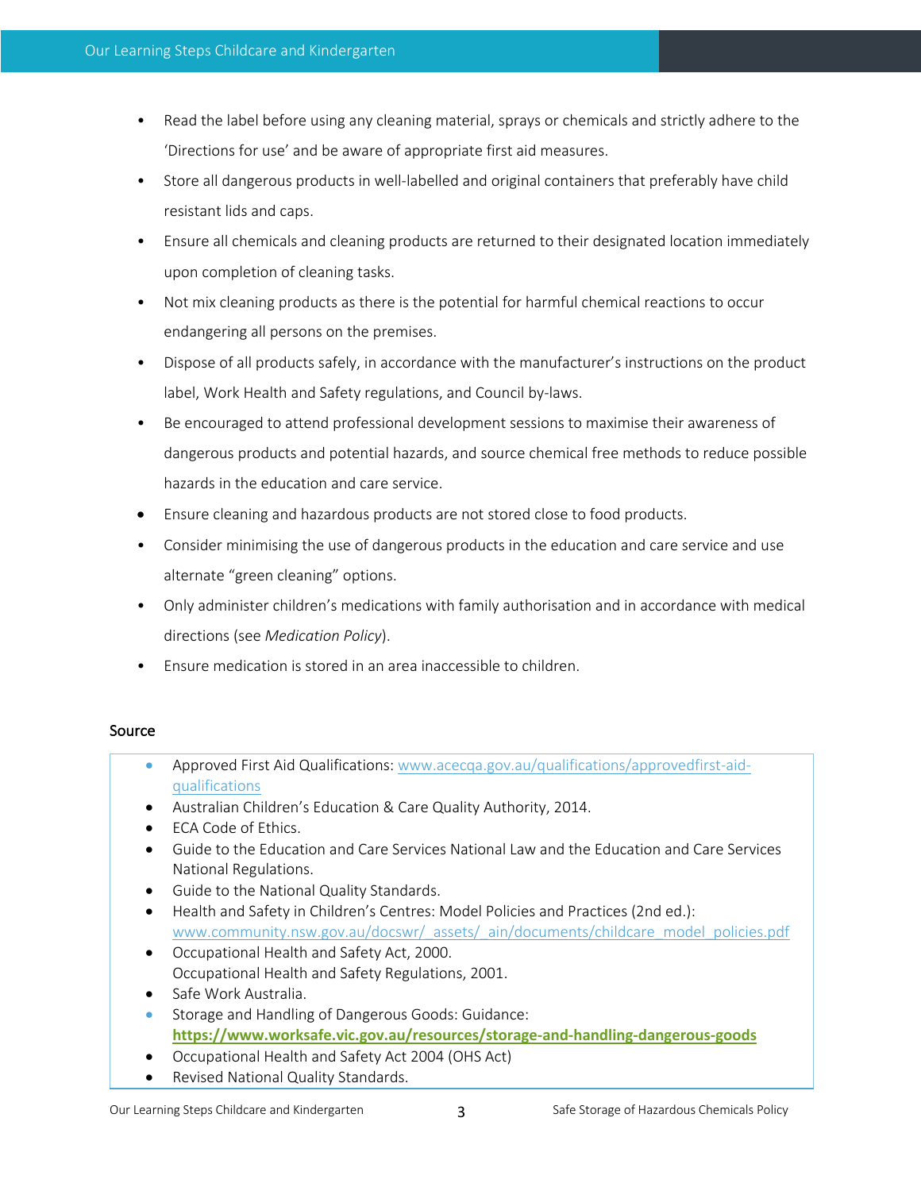- Read the label before using any cleaning material, sprays or chemicals and strictly adhere to the 'Directions for use' and be aware of appropriate first aid measures.
- Store all dangerous products in well-labelled and original containers that preferably have child resistant lids and caps.
- Ensure all chemicals and cleaning products are returned to their designated location immediately upon completion of cleaning tasks.
- Not mix cleaning products as there is the potential for harmful chemical reactions to occur endangering all persons on the premises.
- Dispose of all products safely, in accordance with the manufacturer's instructions on the product label, Work Health and Safety regulations, and Council by-laws.
- Be encouraged to attend professional development sessions to maximise their awareness of dangerous products and potential hazards, and source chemical free methods to reduce possible hazards in the education and care service.
- Ensure cleaning and hazardous products are not stored close to food products.
- Consider minimising the use of dangerous products in the education and care service and use alternate "green cleaning" options.
- Only administer children's medications with family authorisation and in accordance with medical directions (see *Medication Policy*).
- Ensure medication is stored in an area inaccessible to children.

## Source

- Approved First Aid Qualifications: www.acecqa.gov.au/qualifications/approvedfirst-aid-qualifications
- Australian Children's Education & Care Quality Authority, 2014.
- ECA Code of Ethics.
- Guide to the Education and Care Services National Law and the Education and Care Services National Regulations.
- Guide to the National Quality Standards.
- Health and Safety in Children's Centres: Model Policies and Practices (2nd ed.): www.community.nsw.gov.au/docswr/_assets/_ain/documents/childcare_model_policies.pdf
- Occupational Health and Safety Act, 2000.
  Occupational Health and Safety Regulations, 2001.
- Safe Work Australia.
- Storage and Handling of Dangerous Goods: Guidance: **https://www.worksafe.vic.gov.au/resources/storage-and-handling-dangerous-goods**
- Occupational Health and Safety Act 2004 (OHS Act)
- Revised National Quality Standards.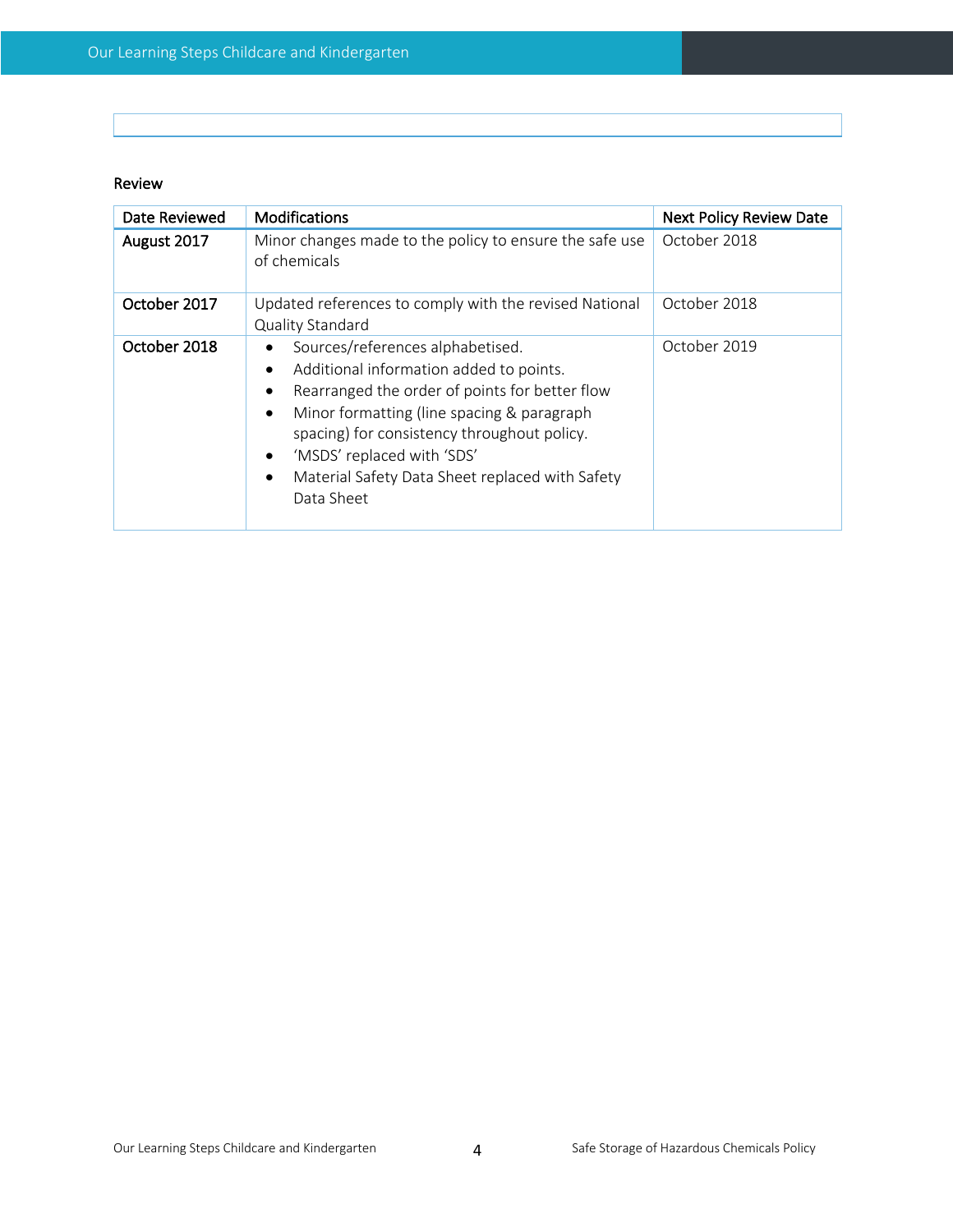### Review

| Date Reviewed | Modifications | Next Policy Review Date |
|---|---|---|
| **August 2017** | Minor changes made to the policy to ensure the safe use of chemicals | October 2018 |
| **October 2017** | Updated references to comply with the revised National Quality Standard | October 2018 |
| **October 2018** | • Sources/references alphabetised.<br>• Additional information added to points.<br>• Rearranged the order of points for better flow<br>• Minor formatting (line spacing & paragraph spacing) for consistency throughout policy.<br>• 'MSDS' replaced with 'SDS'<br>• Material Safety Data Sheet replaced with Safety Data Sheet | October 2019 |